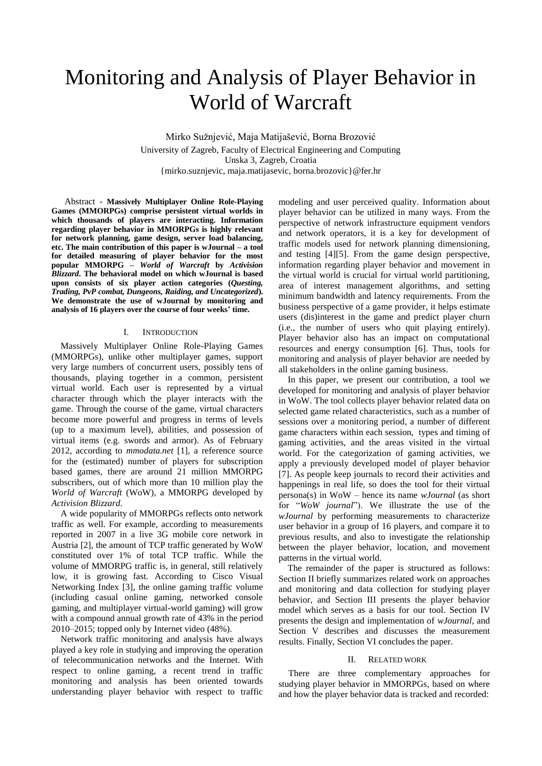# Monitoring and Analysis of Player Behavior in World of Warcraft

Mirko Sužnjević, Maja Matijašević, Borna Brozović

University of Zagreb, Faculty of Electrical Engineering and Computing
Unska 3, Zagreb, Croatia
{mirko.suznjevic, maja.matijasevic, borna.brozovic}@fer.hr

Abstract - **Massively Multiplayer Online Role-Playing Games (MMORPGs) comprise persistent virtual worlds in which thousands of players are interacting. Information regarding player behavior in MMORPGs is highly relevant for network planning, game design, server load balancing, etc. The main contribution of this paper is wJournal – a tool for detailed measuring of player behavior for the most popular MMORPG –** ***World of Warcraft*** **by** ***Activision Blizzard*****. The behavioral model on which wJournal is based upon consists of six player action categories (*****Questing, Trading, PvP combat, Dungeons, Raiding, and Uncategorized*****). We demonstrate the use of wJournal by monitoring and analysis of 16 players over the course of four weeks' time.**

## I. Introduction

Massively Multiplayer Online Role-Playing Games (MMORPGs), unlike other multiplayer games, support very large numbers of concurrent users, possibly tens of thousands, playing together in a common, persistent virtual world. Each user is represented by a virtual character through which the player interacts with the game. Through the course of the game, virtual characters become more powerful and progress in terms of levels (up to a maximum level), abilities, and possession of virtual items (e.g. swords and armor). As of February 2012, according to *mmodata.net* [1], a reference source for the (estimated) number of players for subscription based games, there are around 21 million MMORPG subscribers, out of which more than 10 million play the *World of Warcraft* (WoW), a MMORPG developed by *Activision Blizzard*.

A wide popularity of MMORPGs reflects onto network traffic as well. For example, according to measurements reported in 2007 in a live 3G mobile core network in Austria [2], the amount of TCP traffic generated by WoW constituted over 1% of total TCP traffic. While the volume of MMORPG traffic is, in general, still relatively low, it is growing fast. According to Cisco Visual Networking Index [3], the online gaming traffic volume (including casual online gaming, networked console gaming, and multiplayer virtual-world gaming) will grow with a compound annual growth rate of 43% in the period 2010–2015; topped only by Internet video (48%).

Network traffic monitoring and analysis have always played a key role in studying and improving the operation of telecommunication networks and the Internet. With respect to online gaming, a recent trend in traffic monitoring and analysis has been oriented towards understanding player behavior with respect to traffic modeling and user perceived quality. Information about player behavior can be utilized in many ways. From the perspective of network infrastructure equipment vendors and network operators, it is a key for development of traffic models used for network planning dimensioning, and testing [4][5]. From the game design perspective, information regarding player behavior and movement in the virtual world is crucial for virtual world partitioning, area of interest management algorithms, and setting minimum bandwidth and latency requirements. From the business perspective of a game provider, it helps estimate users (dis)interest in the game and predict player churn (i.e., the number of users who quit playing entirely). Player behavior also has an impact on computational resources and energy consumption [6]. Thus, tools for monitoring and analysis of player behavior are needed by all stakeholders in the online gaming business.

In this paper, we present our contribution, a tool we developed for monitoring and analysis of player behavior in WoW. The tool collects player behavior related data on selected game related characteristics, such as a number of sessions over a monitoring period, a number of different game characters within each session, types and timing of gaming activities, and the areas visited in the virtual world. For the categorization of gaming activities, we apply a previously developed model of player behavior [7]. As people keep journals to record their activities and happenings in real life, so does the tool for their virtual persona(s) in WoW – hence its name *wJournal* (as short for "*WoW journal*"). We illustrate the use of the *wJournal* by performing measurements to characterize user behavior in a group of 16 players, and compare it to previous results, and also to investigate the relationship between the player behavior, location, and movement patterns in the virtual world.

The remainder of the paper is structured as follows: Section II briefly summarizes related work on approaches and monitoring and data collection for studying player behavior, and Section III presents the player behavior model which serves as a basis for our tool. Section IV presents the design and implementation of *wJournal*, and Section V describes and discusses the measurement results. Finally, Section VI concludes the paper.

## II. Related work

There are three complementary approaches for studying player behavior in MMORPGs, based on where and how the player behavior data is tracked and recorded: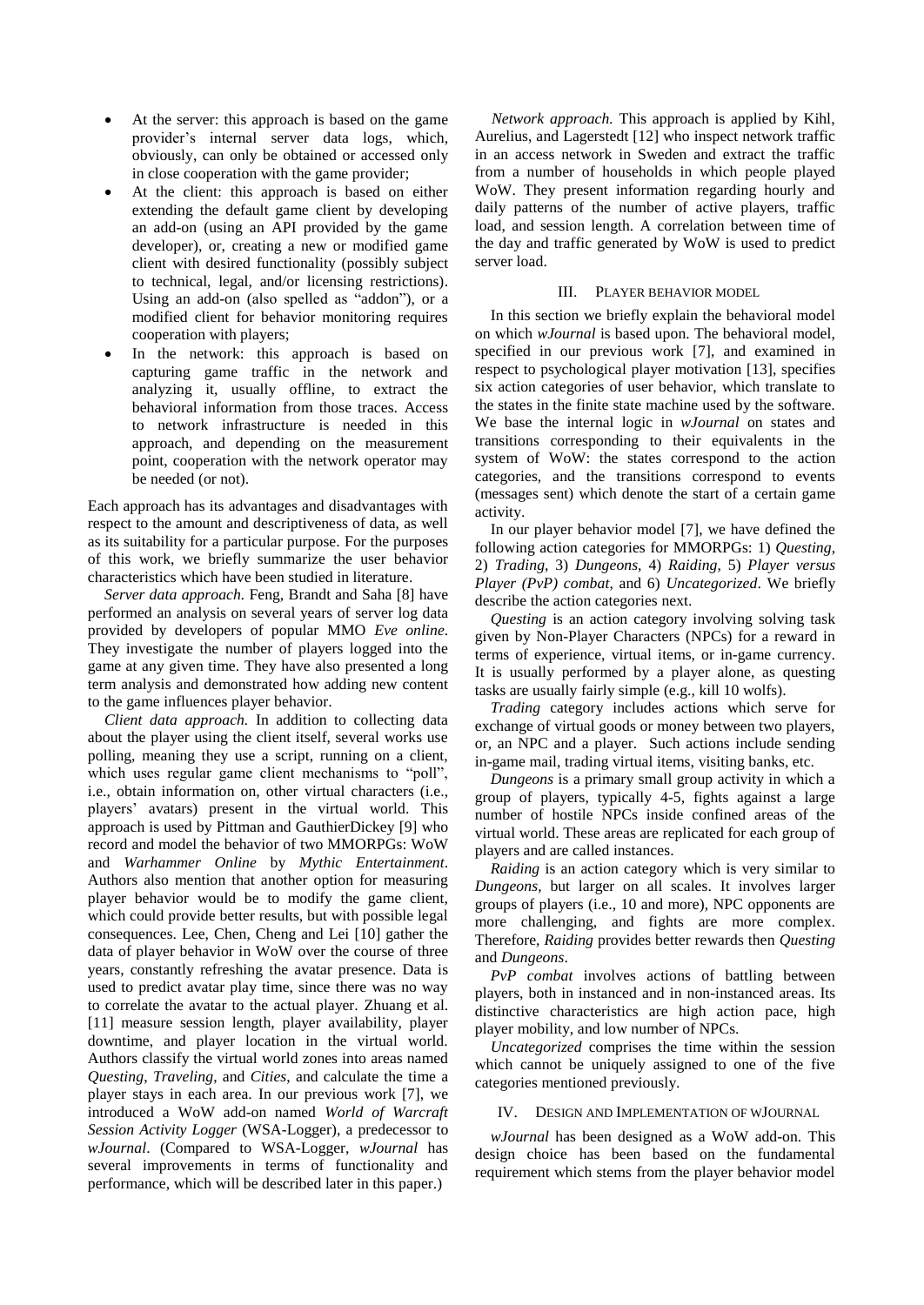- At the server: this approach is based on the game provider's internal server data logs, which, obviously, can only be obtained or accessed only in close cooperation with the game provider;
- At the client: this approach is based on either extending the default game client by developing an add-on (using an API provided by the game developer), or, creating a new or modified game client with desired functionality (possibly subject to technical, legal, and/or licensing restrictions). Using an add-on (also spelled as "addon"), or a modified client for behavior monitoring requires cooperation with players;
- In the network: this approach is based on capturing game traffic in the network and analyzing it, usually offline, to extract the behavioral information from those traces. Access to network infrastructure is needed in this approach, and depending on the measurement point, cooperation with the network operator may be needed (or not).

Each approach has its advantages and disadvantages with respect to the amount and descriptiveness of data, as well as its suitability for a particular purpose. For the purposes of this work, we briefly summarize the user behavior characteristics which have been studied in literature.

*Server data approach.* Feng, Brandt and Saha [8] have performed an analysis on several years of server log data provided by developers of popular MMO *Eve online*. They investigate the number of players logged into the game at any given time. They have also presented a long term analysis and demonstrated how adding new content to the game influences player behavior.

*Client data approach.* In addition to collecting data about the player using the client itself, several works use polling, meaning they use a script, running on a client, which uses regular game client mechanisms to "poll", i.e., obtain information on, other virtual characters (i.e., players' avatars) present in the virtual world. This approach is used by Pittman and GauthierDickey [9] who record and model the behavior of two MMORPGs: WoW and *Warhammer Online* by *Mythic Entertainment*. Authors also mention that another option for measuring player behavior would be to modify the game client, which could provide better results, but with possible legal consequences. Lee, Chen, Cheng and Lei [10] gather the data of player behavior in WoW over the course of three years, constantly refreshing the avatar presence. Data is used to predict avatar play time, since there was no way to correlate the avatar to the actual player. Zhuang et al. [11] measure session length, player availability, player downtime, and player location in the virtual world. Authors classify the virtual world zones into areas named *Questing*, *Traveling*, and *Cities*, and calculate the time a player stays in each area. In our previous work [7], we introduced a WoW add-on named *World of Warcraft Session Activity Logger* (WSA-Logger), a predecessor to *wJournal*. (Compared to WSA-Logger, *wJournal* has several improvements in terms of functionality and performance, which will be described later in this paper.)

*Network approach.* This approach is applied by Kihl, Aurelius, and Lagerstedt [12] who inspect network traffic in an access network in Sweden and extract the traffic from a number of households in which people played WoW. They present information regarding hourly and daily patterns of the number of active players, traffic load, and session length. A correlation between time of the day and traffic generated by WoW is used to predict server load.

## III. PLAYER BEHAVIOR MODEL

In this section we briefly explain the behavioral model on which *wJournal* is based upon. The behavioral model, specified in our previous work [7], and examined in respect to psychological player motivation [13], specifies six action categories of user behavior, which translate to the states in the finite state machine used by the software. We base the internal logic in *wJournal* on states and transitions corresponding to their equivalents in the system of WoW: the states correspond to the action categories, and the transitions correspond to events (messages sent) which denote the start of a certain game activity.

In our player behavior model [7], we have defined the following action categories for MMORPGs: 1) *Questing*, 2) *Trading*, 3) *Dungeons*, 4) *Raiding*, 5) *Player versus Player (PvP) combat*, and 6) *Uncategorized*. We briefly describe the action categories next.

*Questing* is an action category involving solving task given by Non-Player Characters (NPCs) for a reward in terms of experience, virtual items, or in-game currency. It is usually performed by a player alone, as questing tasks are usually fairly simple (e.g., kill 10 wolfs).

*Trading* category includes actions which serve for exchange of virtual goods or money between two players, or, an NPC and a player. Such actions include sending in-game mail, trading virtual items, visiting banks, etc.

*Dungeons* is a primary small group activity in which a group of players, typically 4-5, fights against a large number of hostile NPCs inside confined areas of the virtual world. These areas are replicated for each group of players and are called instances.

*Raiding* is an action category which is very similar to *Dungeons*, but larger on all scales. It involves larger groups of players (i.e., 10 and more), NPC opponents are more challenging, and fights are more complex. Therefore, *Raiding* provides better rewards then *Questing* and *Dungeons*.

*PvP combat* involves actions of battling between players, both in instanced and in non-instanced areas. Its distinctive characteristics are high action pace, high player mobility, and low number of NPCs.

*Uncategorized* comprises the time within the session which cannot be uniquely assigned to one of the five categories mentioned previously.

## IV. DESIGN AND IMPLEMENTATION OF WJOURNAL

*wJournal* has been designed as a WoW add-on. This design choice has been based on the fundamental requirement which stems from the player behavior model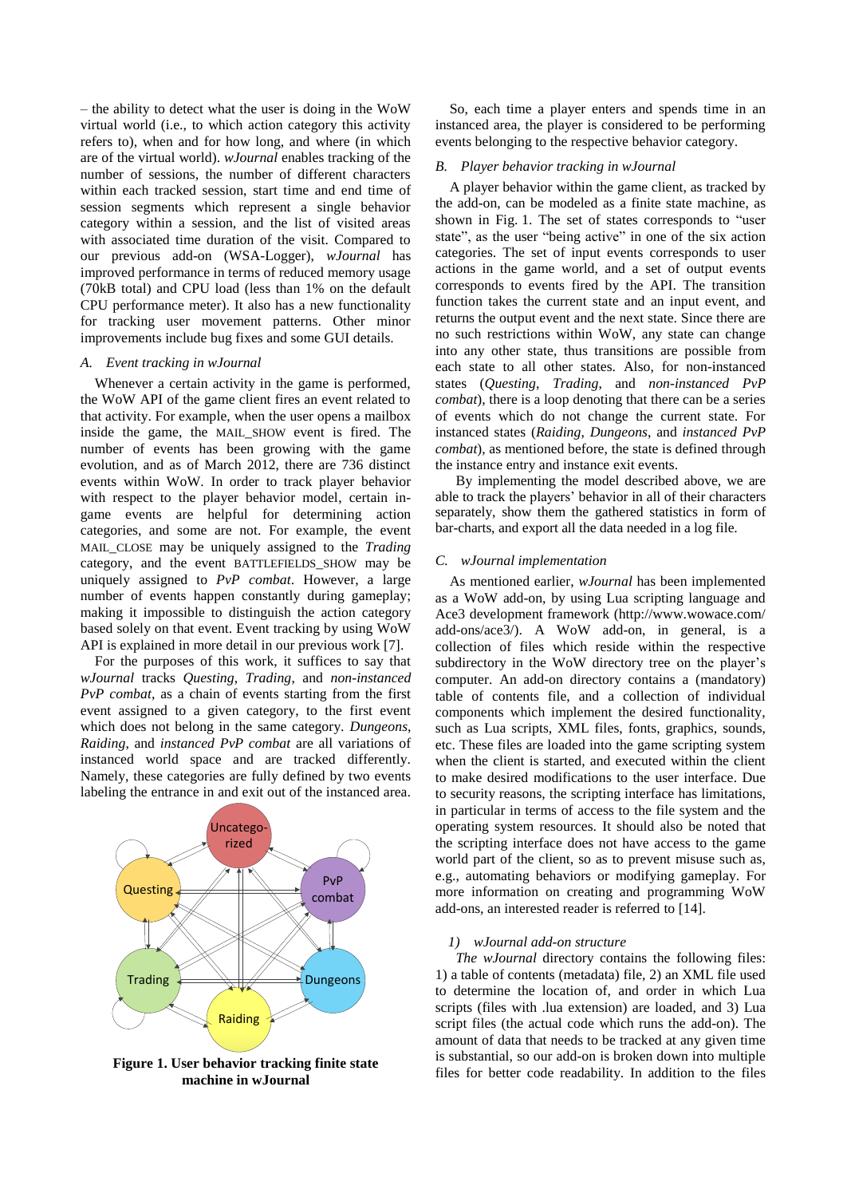– the ability to detect what the user is doing in the WoW virtual world (i.e., to which action category this activity refers to), when and for how long, and where (in which are of the virtual world). *wJournal* enables tracking of the number of sessions, the number of different characters within each tracked session, start time and end time of session segments which represent a single behavior category within a session, and the list of visited areas with associated time duration of the visit. Compared to our previous add-on (WSA-Logger), *wJournal* has improved performance in terms of reduced memory usage (70kB total) and CPU load (less than 1% on the default CPU performance meter). It also has a new functionality for tracking user movement patterns. Other minor improvements include bug fixes and some GUI details.

### *A. Event tracking in wJournal*

Whenever a certain activity in the game is performed, the WoW API of the game client fires an event related to that activity. For example, when the user opens a mailbox inside the game, the MAIL_SHOW event is fired. The number of events has been growing with the game evolution, and as of March 2012, there are 736 distinct events within WoW. In order to track player behavior with respect to the player behavior model, certain in-game events are helpful for determining action categories, and some are not. For example, the event MAIL_CLOSE may be uniquely assigned to the *Trading* category, and the event BATTLEFIELDS_SHOW may be uniquely assigned to *PvP combat*. However, a large number of events happen constantly during gameplay; making it impossible to distinguish the action category based solely on that event. Event tracking by using WoW API is explained in more detail in our previous work [7].

For the purposes of this work, it suffices to say that *wJournal* tracks *Questing*, *Trading*, and *non-instanced PvP combat*, as a chain of events starting from the first event assigned to a given category, to the first event which does not belong in the same category. *Dungeons*, *Raiding*, and *instanced PvP combat* are all variations of instanced world space and are tracked differently. Namely, these categories are fully defined by two events labeling the entrance in and exit out of the instanced area.

**Figure 1. User behavior tracking finite state machine in wJournal**

So, each time a player enters and spends time in an instanced area, the player is considered to be performing events belonging to the respective behavior category.

### *B. Player behavior tracking in wJournal*

A player behavior within the game client, as tracked by the add-on, can be modeled as a finite state machine, as shown in Fig. 1. The set of states corresponds to "user state", as the user "being active" in one of the six action categories. The set of input events corresponds to user actions in the game world, and a set of output events corresponds to events fired by the API. The transition function takes the current state and an input event, and returns the output event and the next state. Since there are no such restrictions within WoW, any state can change into any other state, thus transitions are possible from each state to all other states. Also, for non-instanced states (*Questing*, *Trading*, and *non-instanced PvP combat*), there is a loop denoting that there can be a series of events which do not change the current state. For instanced states (*Raiding*, *Dungeons*, and *instanced PvP combat*), as mentioned before, the state is defined through the instance entry and instance exit events.

By implementing the model described above, we are able to track the players' behavior in all of their characters separately, show them the gathered statistics in form of bar-charts, and export all the data needed in a log file.

### *C. wJournal implementation*

As mentioned earlier, *wJournal* has been implemented as a WoW add-on, by using Lua scripting language and Ace3 development framework (http://www.wowace.com/add-ons/ace3/). A WoW add-on, in general, is a collection of files which reside within the respective subdirectory in the WoW directory tree on the player's computer. An add-on directory contains a (mandatory) table of contents file, and a collection of individual components which implement the desired functionality, such as Lua scripts, XML files, fonts, graphics, sounds, etc. These files are loaded into the game scripting system when the client is started, and executed within the client to make desired modifications to the user interface. Due to security reasons, the scripting interface has limitations, in particular in terms of access to the file system and the operating system resources. It should also be noted that the scripting interface does not have access to the game world part of the client, so as to prevent misuse such as, e.g., automating behaviors or modifying gameplay. For more information on creating and programming WoW add-ons, an interested reader is referred to [14].

#### *1) wJournal add-on structure*

*The wJournal* directory contains the following files: 1) a table of contents (metadata) file, 2) an XML file used to determine the location of, and order in which Lua scripts (files with .lua extension) are loaded, and 3) Lua script files (the actual code which runs the add-on). The amount of data that needs to be tracked at any given time is substantial, so our add-on is broken down into multiple files for better code readability. In addition to the files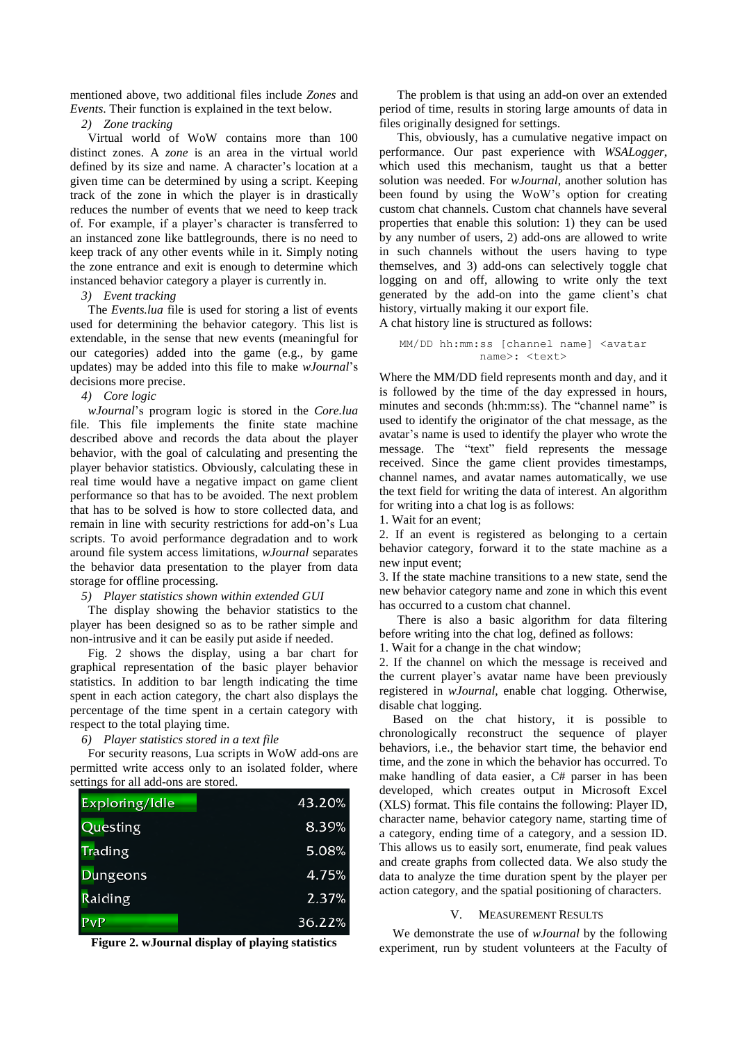mentioned above, two additional files include *Zones* and *Events*. Their function is explained in the text below.

*2) Zone tracking*

Virtual world of WoW contains more than 100 distinct zones. A *zone* is an area in the virtual world defined by its size and name. A character's location at a given time can be determined by using a script. Keeping track of the zone in which the player is in drastically reduces the number of events that we need to keep track of. For example, if a player's character is transferred to an instanced zone like battlegrounds, there is no need to keep track of any other events while in it. Simply noting the zone entrance and exit is enough to determine which instanced behavior category a player is currently in.

*3) Event tracking*

The *Events.lua* file is used for storing a list of events used for determining the behavior category. This list is extendable, in the sense that new events (meaningful for our categories) added into the game (e.g., by game updates) may be added into this file to make *wJournal*'s decisions more precise.

*4) Core logic*

*wJournal*'s program logic is stored in the *Core.lua* file. This file implements the finite state machine described above and records the data about the player behavior, with the goal of calculating and presenting the player behavior statistics. Obviously, calculating these in real time would have a negative impact on game client performance so that has to be avoided. The next problem that has to be solved is how to store collected data, and remain in line with security restrictions for add-on's Lua scripts. To avoid performance degradation and to work around file system access limitations, *wJournal* separates the behavior data presentation to the player from data storage for offline processing.

*5) Player statistics shown within extended GUI*

The display showing the behavior statistics to the player has been designed so as to be rather simple and non-intrusive and it can be easily put aside if needed.

Fig. 2 shows the display, using a bar chart for graphical representation of the basic player behavior statistics. In addition to bar length indicating the time spent in each action category, the chart also displays the percentage of the time spent in a certain category with respect to the total playing time.

*6) Player statistics stored in a text file*

For security reasons, Lua scripts in WoW add-ons are permitted write access only to an isolated folder, where settings for all add-ons are stored.

| Category | Percentage |
| --- | --- |
| Exploring/Idle | 43.20% |
| Questing | 8.39% |
| Trading | 5.08% |
| Dungeons | 4.75% |
| Raiding | 2.37% |
| PvP | 36.22% |

**Figure 2. wJournal display of playing statistics**

The problem is that using an add-on over an extended period of time, results in storing large amounts of data in files originally designed for settings.

This, obviously, has a cumulative negative impact on performance. Our past experience with *WSALogger*, which used this mechanism, taught us that a better solution was needed. For *wJournal*, another solution has been found by using the WoW's option for creating custom chat channels. Custom chat channels have several properties that enable this solution: 1) they can be used by any number of users, 2) add-ons are allowed to write in such channels without the users having to type themselves, and 3) add-ons can selectively toggle chat logging on and off, allowing to write only the text generated by the add-on into the game client's chat history, virtually making it our export file.

A chat history line is structured as follows:

```
MM/DD hh:mm:ss [channel name] <avatar
        name>: <text>
```

Where the MM/DD field represents month and day, and it is followed by the time of the day expressed in hours, minutes and seconds (hh:mm:ss). The "channel name" is used to identify the originator of the chat message, as the avatar's name is used to identify the player who wrote the message. The "text" field represents the message received. Since the game client provides timestamps, channel names, and avatar names automatically, we use the text field for writing the data of interest. An algorithm for writing into a chat log is as follows:

1. Wait for an event;
2. If an event is registered as belonging to a certain behavior category, forward it to the state machine as a new input event;
3. If the state machine transitions to a new state, send the new behavior category name and zone in which this event has occurred to a custom chat channel.

There is also a basic algorithm for data filtering before writing into the chat log, defined as follows:

1. Wait for a change in the chat window;
2. If the channel on which the message is received and the current player's avatar name have been previously registered in *wJournal*, enable chat logging. Otherwise, disable chat logging.

Based on the chat history, it is possible to chronologically reconstruct the sequence of player behaviors, i.e., the behavior start time, the behavior end time, and the zone in which the behavior has occurred. To make handling of data easier, a C# parser in has been developed, which creates output in Microsoft Excel (XLS) format. This file contains the following: Player ID, character name, behavior category name, starting time of a category, ending time of a category, and a session ID. This allows us to easily sort, enumerate, find peak values and create graphs from collected data. We also study the data to analyze the time duration spent by the player per action category, and the spatial positioning of characters.

## V. Measurement Results

We demonstrate the use of *wJournal* by the following experiment, run by student volunteers at the Faculty of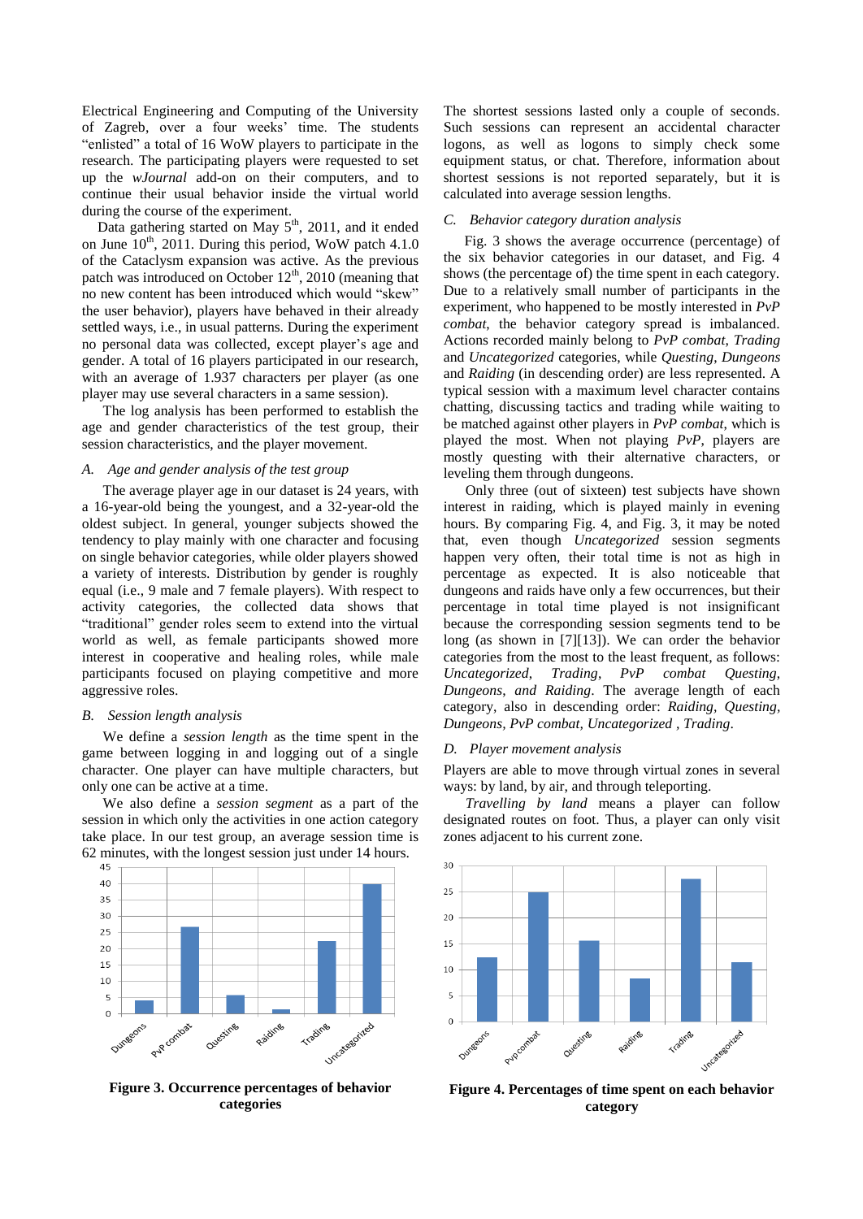Electrical Engineering and Computing of the University of Zagreb, over a four weeks' time. The students "enlisted" a total of 16 WoW players to participate in the research. The participating players were requested to set up the *wJournal* add-on on their computers, and to continue their usual behavior inside the virtual world during the course of the experiment.

Data gathering started on May 5th, 2011, and it ended on June 10th, 2011. During this period, WoW patch 4.1.0 of the Cataclysm expansion was active. As the previous patch was introduced on October 12th, 2010 (meaning that no new content has been introduced which would "skew" the user behavior), players have behaved in their already settled ways, i.e., in usual patterns. During the experiment no personal data was collected, except player's age and gender. A total of 16 players participated in our research, with an average of 1.937 characters per player (as one player may use several characters in a same session).

The log analysis has been performed to establish the age and gender characteristics of the test group, their session characteristics, and the player movement.

### *A. Age and gender analysis of the test group*

The average player age in our dataset is 24 years, with a 16-year-old being the youngest, and a 32-year-old the oldest subject. In general, younger subjects showed the tendency to play mainly with one character and focusing on single behavior categories, while older players showed a variety of interests. Distribution by gender is roughly equal (i.e., 9 male and 7 female players). With respect to activity categories, the collected data shows that "traditional" gender roles seem to extend into the virtual world as well, as female participants showed more interest in cooperative and healing roles, while male participants focused on playing competitive and more aggressive roles.

### *B. Session length analysis*

We define a *session length* as the time spent in the game between logging in and logging out of a single character. One player can have multiple characters, but only one can be active at a time.

We also define a *session segment* as a part of the session in which only the activities in one action category take place. In our test group, an average session time is 62 minutes, with the longest session just under 14 hours. The shortest sessions lasted only a couple of seconds. Such sessions can represent an accidental character logons, as well as logons to simply check some equipment status, or chat. Therefore, information about shortest sessions is not reported separately, but it is calculated into average session lengths.

**Figure 3. Occurrence percentages of behavior categories**

### *C. Behavior category duration analysis*

Fig. 3 shows the average occurrence (percentage) of the six behavior categories in our dataset, and Fig. 4 shows (the percentage of) the time spent in each category. Due to a relatively small number of participants in the experiment, who happened to be mostly interested in *PvP combat*, the behavior category spread is imbalanced. Actions recorded mainly belong to *PvP combat*, *Trading* and *Uncategorized* categories, while *Questing*, *Dungeons* and *Raiding* (in descending order) are less represented. A typical session with a maximum level character contains chatting, discussing tactics and trading while waiting to be matched against other players in *PvP combat*, which is played the most. When not playing *PvP*, players are mostly questing with their alternative characters, or leveling them through dungeons.

Only three (out of sixteen) test subjects have shown interest in raiding, which is played mainly in evening hours. By comparing Fig. 4, and Fig. 3, it may be noted that, even though *Uncategorized* session segments happen very often, their total time is not as high in percentage as expected. It is also noticeable that dungeons and raids have only a few occurrences, but their percentage in total time played is not insignificant because the corresponding session segments tend to be long (as shown in [7][13]). We can order the behavior categories from the most to the least frequent, as follows: *Uncategorized*, *Trading*, *PvP combat Questing*, *Dungeons*, *and Raiding*. The average length of each category, also in descending order: *Raiding*, *Questing*, *Dungeons*, *PvP combat*, *Uncategorized* , *Trading*.

### *D. Player movement analysis*

Players are able to move through virtual zones in several ways: by land, by air, and through teleporting.

*Travelling by land* means a player can follow designated routes on foot. Thus, a player can only visit zones adjacent to his current zone.

**Figure 4. Percentages of time spent on each behavior category**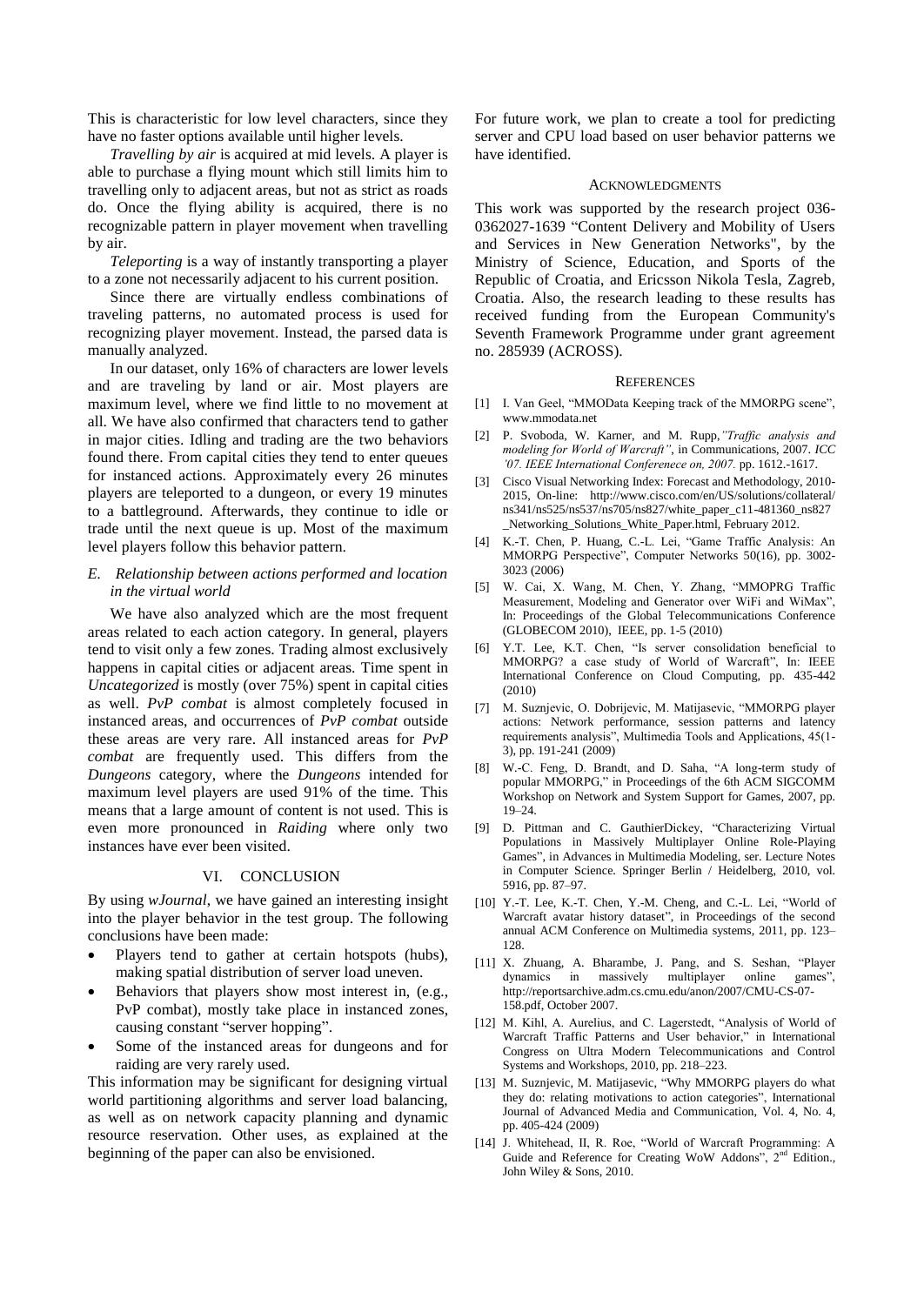This is characteristic for low level characters, since they have no faster options available until higher levels.

*Travelling by air* is acquired at mid levels. A player is able to purchase a flying mount which still limits him to travelling only to adjacent areas, but not as strict as roads do. Once the flying ability is acquired, there is no recognizable pattern in player movement when travelling by air.

*Teleporting* is a way of instantly transporting a player to a zone not necessarily adjacent to his current position.

Since there are virtually endless combinations of traveling patterns, no automated process is used for recognizing player movement. Instead, the parsed data is manually analyzed.

In our dataset, only 16% of characters are lower levels and are traveling by land or air. Most players are maximum level, where we find little to no movement at all. We have also confirmed that characters tend to gather in major cities. Idling and trading are the two behaviors found there. From capital cities they tend to enter queues for instanced actions. Approximately every 26 minutes players are teleported to a dungeon, or every 19 minutes to a battleground. Afterwards, they continue to idle or trade until the next queue is up. Most of the maximum level players follow this behavior pattern.

### *E. Relationship between actions performed and location in the virtual world*

We have also analyzed which are the most frequent areas related to each action category. In general, players tend to visit only a few zones. Trading almost exclusively happens in capital cities or adjacent areas. Time spent in *Uncategorized* is mostly (over 75%) spent in capital cities as well. *PvP combat* is almost completely focused in instanced areas, and occurrences of *PvP combat* outside these areas are very rare. All instanced areas for *PvP combat* are frequently used. This differs from the *Dungeons* category, where the *Dungeons* intended for maximum level players are used 91% of the time. This means that a large amount of content is not used. This is even more pronounced in *Raiding* where only two instances have ever been visited.

## VI. Conclusion

By using *wJournal*, we have gained an interesting insight into the player behavior in the test group. The following conclusions have been made:

- Players tend to gather at certain hotspots (hubs), making spatial distribution of server load uneven.
- Behaviors that players show most interest in, (e.g., PvP combat), mostly take place in instanced zones, causing constant "server hopping".
- Some of the instanced areas for dungeons and for raiding are very rarely used.

This information may be significant for designing virtual world partitioning algorithms and server load balancing, as well as on network capacity planning and dynamic resource reservation. Other uses, as explained at the beginning of the paper can also be envisioned.

For future work, we plan to create a tool for predicting server and CPU load based on user behavior patterns we have identified.

## Acknowledgments

This work was supported by the research project 036-0362027-1639 "Content Delivery and Mobility of Users and Services in New Generation Networks", by the Ministry of Science, Education, and Sports of the Republic of Croatia, and Ericsson Nikola Tesla, Zagreb, Croatia. Also, the research leading to these results has received funding from the European Community's Seventh Framework Programme under grant agreement no. 285939 (ACROSS).

## References

[1] I. Van Geel, "MMOData Keeping track of the MMORPG scene", www.mmodata.net

[2] P. Svoboda, W. Karner, and M. Rupp,*"Traffic analysis and modeling for World of Warcraft"*, in Communications, 2007. *ICC '07. IEEE International Conferenece on, 2007.* pp. 1612.-1617.

[3] Cisco Visual Networking Index: Forecast and Methodology, 2010-2015, On-line: http://www.cisco.com/en/US/solutions/collateral/ns341/ns525/ns537/ns705/ns827/white_paper_c11-481360_ns827_Networking_Solutions_White_Paper.html, February 2012.

[4] K.-T. Chen, P. Huang, C.-L. Lei, "Game Traffic Analysis: An MMORPG Perspective", Computer Networks 50(16), pp. 3002-3023 (2006)

[5] W. Cai, X. Wang, M. Chen, Y. Zhang, "MMOPRG Traffic Measurement, Modeling and Generator over WiFi and WiMax", In: Proceedings of the Global Telecommunications Conference (GLOBECOM 2010), IEEE, pp. 1-5 (2010)

[6] Y.T. Lee, K.T. Chen, "Is server consolidation beneficial to MMORPG? a case study of World of Warcraft", In: IEEE International Conference on Cloud Computing, pp. 435-442 (2010)

[7] M. Suznjevic, O. Dobrijevic, M. Matijasevic, "MMORPG player actions: Network performance, session patterns and latency requirements analysis", Multimedia Tools and Applications, 45(1-3), pp. 191-241 (2009)

[8] W.-C. Feng, D. Brandt, and D. Saha, "A long-term study of popular MMORPG," in Proceedings of the 6th ACM SIGCOMM Workshop on Network and System Support for Games, 2007, pp. 19–24.

[9] D. Pittman and C. GauthierDickey, "Characterizing Virtual Populations in Massively Multiplayer Online Role-Playing Games", in Advances in Multimedia Modeling, ser. Lecture Notes in Computer Science. Springer Berlin / Heidelberg, 2010, vol. 5916, pp. 87–97.

[10] Y.-T. Lee, K.-T. Chen, Y.-M. Cheng, and C.-L. Lei, "World of Warcraft avatar history dataset", in Proceedings of the second annual ACM Conference on Multimedia systems, 2011, pp. 123–128.

[11] X. Zhuang, A. Bharambe, J. Pang, and S. Seshan, "Player dynamics in massively multiplayer online games", http://reportsarchive.adm.cs.cmu.edu/anon/2007/CMU-CS-07-158.pdf, October 2007.

[12] M. Kihl, A. Aurelius, and C. Lagerstedt, "Analysis of World of Warcraft Traffic Patterns and User behavior," in International Congress on Ultra Modern Telecommunications and Control Systems and Workshops, 2010, pp. 218–223.

[13] M. Suznjevic, M. Matijasevic, "Why MMORPG players do what they do: relating motivations to action categories", International Journal of Advanced Media and Communication, Vol. 4, No. 4, pp. 405-424 (2009)

[14] J. Whitehead, II, R. Roe, "World of Warcraft Programming: A Guide and Reference for Creating WoW Addons", 2nd Edition., John Wiley & Sons, 2010.